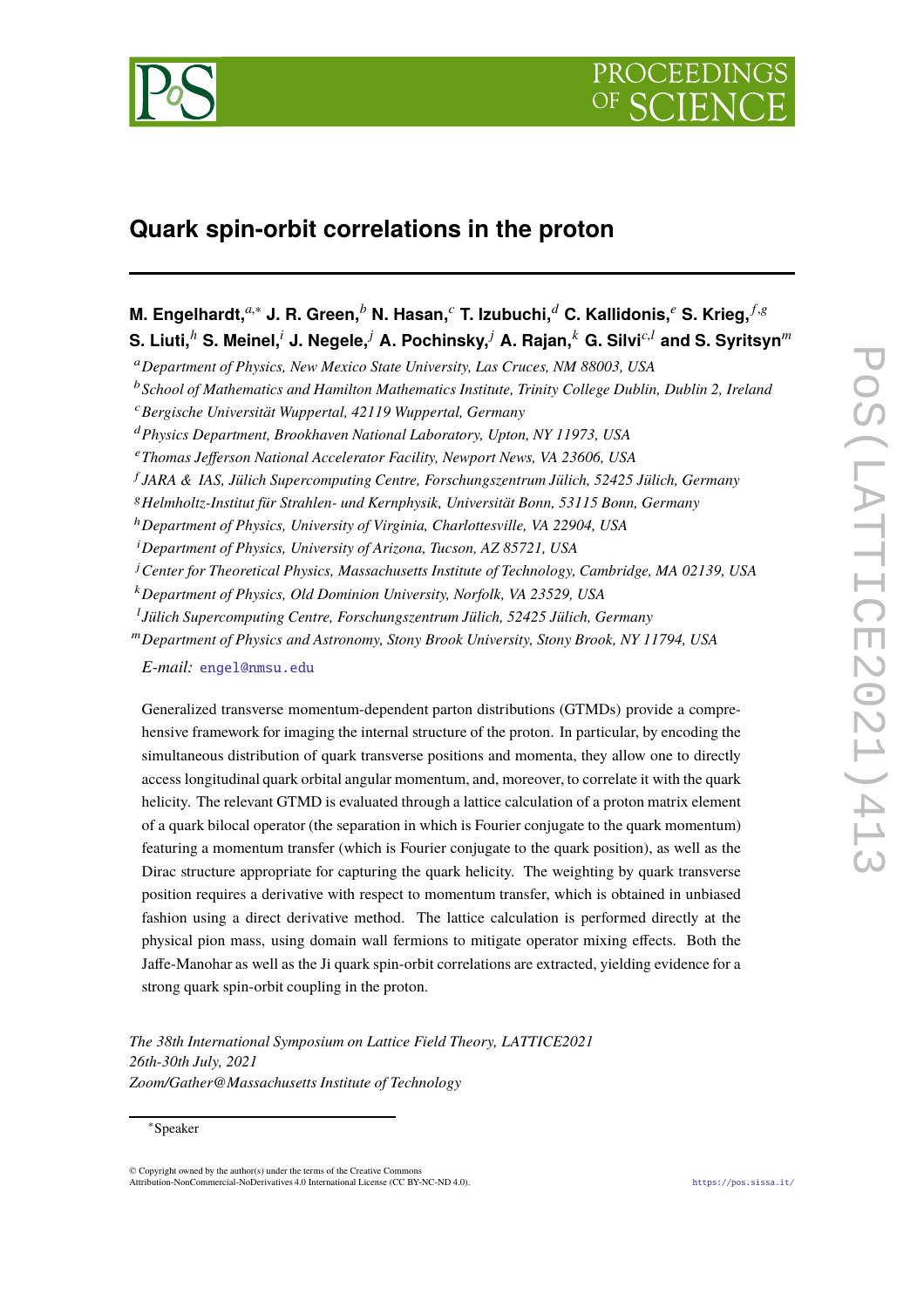# Quark spin-orbit correlations in the proton

**M. Engelhardt,**[a,*] **J. R. Green,**[b] **N. Hasan,**[c] **T. Izubuchi,**[d] **C. Kallidonis,**[e] **S. Krieg,**[f,g] **S. Liuti,**[h] **S. Meinel,**[i] **J. Negele,**[j] **A. Pochinsky,**[j] **A. Rajan,**[k] **G. Silvi**[c,l] **and S. Syritsyn**[m]

[a] *Department of Physics, New Mexico State University, Las Cruces, NM 88003, USA*
[b] *School of Mathematics and Hamilton Mathematics Institute, Trinity College Dublin, Dublin 2, Ireland*
[c] *Bergische Universität Wuppertal, 42119 Wuppertal, Germany*
[d] *Physics Department, Brookhaven National Laboratory, Upton, NY 11973, USA*
[e] *Thomas Jefferson National Accelerator Facility, Newport News, VA 23606, USA*
[f] *JARA & IAS, Jülich Supercomputing Centre, Forschungszentrum Jülich, 52425 Jülich, Germany*
[g] *Helmholtz-Institut für Strahlen- und Kernphysik, Universität Bonn, 53115 Bonn, Germany*
[h] *Department of Physics, University of Virginia, Charlottesville, VA 22904, USA*
[i] *Department of Physics, University of Arizona, Tucson, AZ 85721, USA*
[j] *Center for Theoretical Physics, Massachusetts Institute of Technology, Cambridge, MA 02139, USA*
[k] *Department of Physics, Old Dominion University, Norfolk, VA 23529, USA*
[l] *Jülich Supercomputing Centre, Forschungszentrum Jülich, 52425 Jülich, Germany*
[m] *Department of Physics and Astronomy, Stony Brook University, Stony Brook, NY 11794, USA*

*E-mail:* engel@nmsu.edu

Generalized transverse momentum-dependent parton distributions (GTMDs) provide a comprehensive framework for imaging the internal structure of the proton. In particular, by encoding the simultaneous distribution of quark transverse positions and momenta, they allow one to directly access longitudinal quark orbital angular momentum, and, moreover, to correlate it with the quark helicity. The relevant GTMD is evaluated through a lattice calculation of a proton matrix element of a quark bilocal operator (the separation in which is Fourier conjugate to the quark momentum) featuring a momentum transfer (which is Fourier conjugate to the quark position), as well as the Dirac structure appropriate for capturing the quark helicity. The weighting by quark transverse position requires a derivative with respect to momentum transfer, which is obtained in unbiased fashion using a direct derivative method. The lattice calculation is performed directly at the physical pion mass, using domain wall fermions to mitigate operator mixing effects. Both the Jaffe-Manohar as well as the Ji quark spin-orbit correlations are extracted, yielding evidence for a strong quark spin-orbit coupling in the proton.

*The 38th International Symposium on Lattice Field Theory, LATTICE2021*
*26th-30th July, 2021*
*Zoom/Gather@Massachusetts Institute of Technology*

*Speaker

© Copyright owned by the author(s) under the terms of the Creative Commons Attribution-NonCommercial-NoDerivatives 4.0 International License (CC BY-NC-ND 4.0).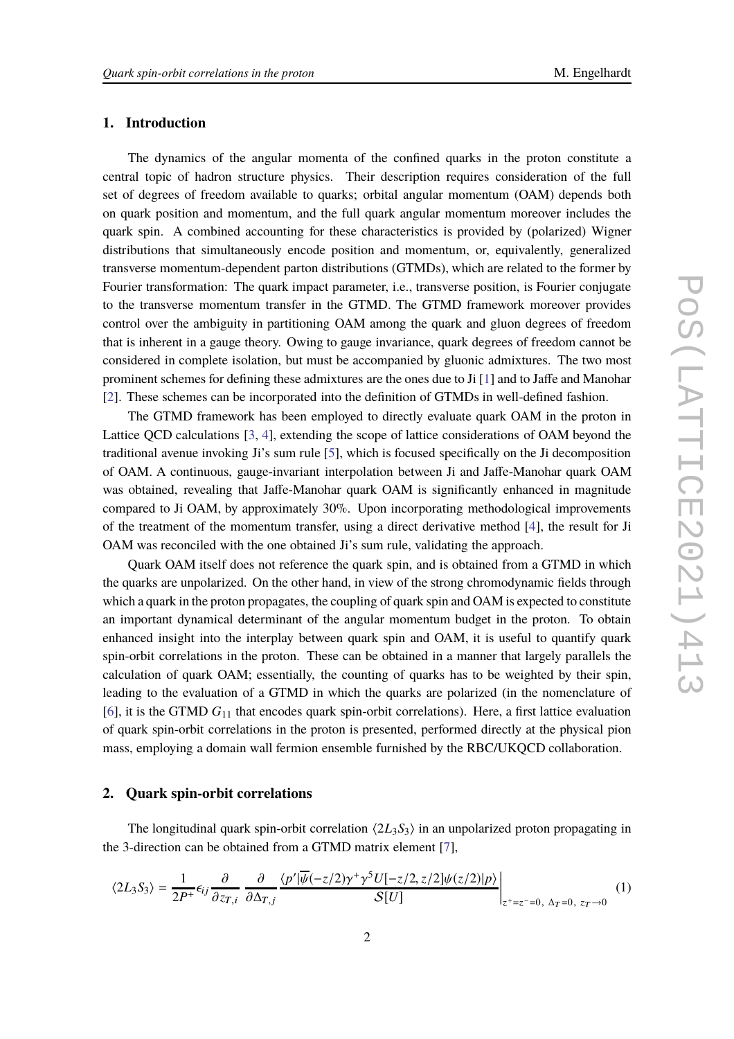## 1. Introduction

The dynamics of the angular momenta of the confined quarks in the proton constitute a central topic of hadron structure physics. Their description requires consideration of the full set of degrees of freedom available to quarks; orbital angular momentum (OAM) depends both on quark position and momentum, and the full quark angular momentum moreover includes the quark spin. A combined accounting for these characteristics is provided by (polarized) Wigner distributions that simultaneously encode position and momentum, or, equivalently, generalized transverse momentum-dependent parton distributions (GTMDs), which are related to the former by Fourier transformation: The quark impact parameter, i.e., transverse position, is Fourier conjugate to the transverse momentum transfer in the GTMD. The GTMD framework moreover provides control over the ambiguity in partitioning OAM among the quark and gluon degrees of freedom that is inherent in a gauge theory. Owing to gauge invariance, quark degrees of freedom cannot be considered in complete isolation, but must be accompanied by gluonic admixtures. The two most prominent schemes for defining these admixtures are the ones due to Ji [1] and to Jaffe and Manohar [2]. These schemes can be incorporated into the definition of GTMDs in well-defined fashion.

The GTMD framework has been employed to directly evaluate quark OAM in the proton in Lattice QCD calculations [3, 4], extending the scope of lattice considerations of OAM beyond the traditional avenue invoking Ji's sum rule [5], which is focused specifically on the Ji decomposition of OAM. A continuous, gauge-invariant interpolation between Ji and Jaffe-Manohar quark OAM was obtained, revealing that Jaffe-Manohar quark OAM is significantly enhanced in magnitude compared to Ji OAM, by approximately 30%. Upon incorporating methodological improvements of the treatment of the momentum transfer, using a direct derivative method [4], the result for Ji OAM was reconciled with the one obtained Ji's sum rule, validating the approach.

Quark OAM itself does not reference the quark spin, and is obtained from a GTMD in which the quarks are unpolarized. On the other hand, in view of the strong chromodynamic fields through which a quark in the proton propagates, the coupling of quark spin and OAM is expected to constitute an important dynamical determinant of the angular momentum budget in the proton. To obtain enhanced insight into the interplay between quark spin and OAM, it is useful to quantify quark spin-orbit correlations in the proton. These can be obtained in a manner that largely parallels the calculation of quark OAM; essentially, the counting of quarks has to be weighted by their spin, leading to the evaluation of a GTMD in which the quarks are polarized (in the nomenclature of [6], it is the GTMD $G_{11}$ that encodes quark spin-orbit correlations). Here, a first lattice evaluation of quark spin-orbit correlations in the proton is presented, performed directly at the physical pion mass, employing a domain wall fermion ensemble furnished by the RBC/UKQCD collaboration.

## 2. Quark spin-orbit correlations

The longitudinal quark spin-orbit correlation $\langle 2L_3 S_3 \rangle$ in an unpolarized proton propagating in the 3-direction can be obtained from a GTMD matrix element [7],

$$\langle 2L_3 S_3 \rangle = \frac{1}{2P^+} \epsilon_{ij} \frac{\partial}{\partial z_{T,i}} \frac{\partial}{\partial \Delta_{T,j}} \frac{\langle p' | \overline{\psi}(-z/2) \gamma^+ \gamma^5 U[-z/2, z/2] \psi(z/2) | p \rangle}{\mathcal{S}[U]} \Bigg|_{z^+ = z^- = 0,\ \Delta_T = 0,\ z_T \to 0} \quad (1)$$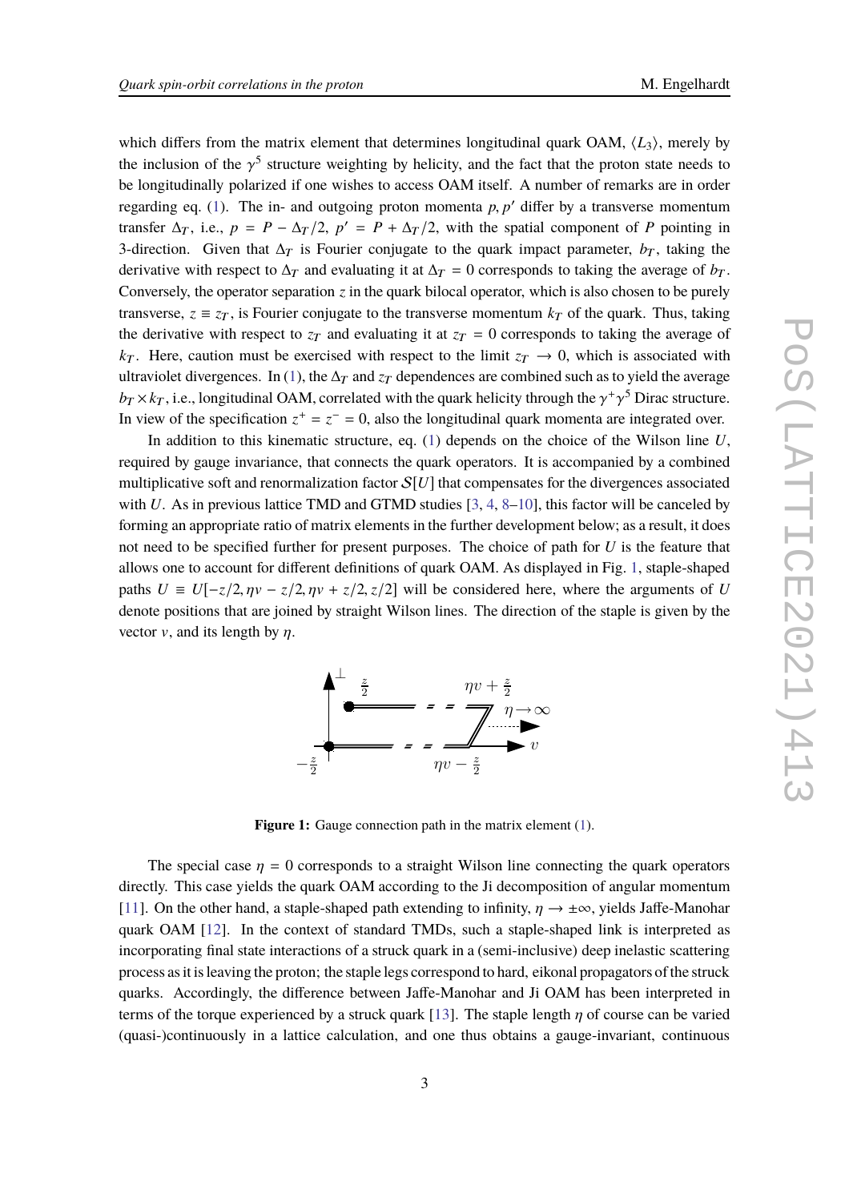which differs from the matrix element that determines longitudinal quark OAM, $\langle L_3 \rangle$, merely by the inclusion of the $\gamma^5$ structure weighting by helicity, and the fact that the proton state needs to be longitudinally polarized if one wishes to access OAM itself. A number of remarks are in order regarding eq. (1). The in- and outgoing proton momenta $p, p'$ differ by a transverse momentum transfer $\Delta_T$, i.e., $p = P - \Delta_T/2$, $p' = P + \Delta_T/2$, with the spatial component of $P$ pointing in 3-direction. Given that $\Delta_T$ is Fourier conjugate to the quark impact parameter, $b_T$, taking the derivative with respect to $\Delta_T$ and evaluating it at $\Delta_T = 0$ corresponds to taking the average of $b_T$. Conversely, the operator separation $z$ in the quark bilocal operator, which is also chosen to be purely transverse, $z \equiv z_T$, is Fourier conjugate to the transverse momentum $k_T$ of the quark. Thus, taking the derivative with respect to $z_T$ and evaluating it at $z_T = 0$ corresponds to taking the average of $k_T$. Here, caution must be exercised with respect to the limit $z_T \to 0$, which is associated with ultraviolet divergences. In (1), the $\Delta_T$ and $z_T$ dependences are combined such as to yield the average $b_T \times k_T$, i.e., longitudinal OAM, correlated with the quark helicity through the $\gamma^+ \gamma^5$ Dirac structure. In view of the specification $z^+ = z^- = 0$, also the longitudinal quark momenta are integrated over.

In addition to this kinematic structure, eq. (1) depends on the choice of the Wilson line $U$, required by gauge invariance, that connects the quark operators. It is accompanied by a combined multiplicative soft and renormalization factor $\mathcal{S}[U]$ that compensates for the divergences associated with $U$. As in previous lattice TMD and GTMD studies [3, 4, 8–10], this factor will be canceled by forming an appropriate ratio of matrix elements in the further development below; as a result, it does not need to be specified further for present purposes. The choice of path for $U$ is the feature that allows one to account for different definitions of quark OAM. As displayed in Fig. 1, staple-shaped paths $U \equiv U[-z/2, \eta v - z/2, \eta v + z/2, z/2]$ will be considered here, where the arguments of $U$ denote positions that are joined by straight Wilson lines. The direction of the staple is given by the vector $v$, and its length by $\eta$.

**Figure 1:** Gauge connection path in the matrix element (1).

The special case $\eta = 0$ corresponds to a straight Wilson line connecting the quark operators directly. This case yields the quark OAM according to the Ji decomposition of angular momentum [11]. On the other hand, a staple-shaped path extending to infinity, $\eta \to \pm\infty$, yields Jaffe-Manohar quark OAM [12]. In the context of standard TMDs, such a staple-shaped link is interpreted as incorporating final state interactions of a struck quark in a (semi-inclusive) deep inelastic scattering process as it is leaving the proton; the staple legs correspond to hard, eikonal propagators of the struck quarks. Accordingly, the difference between Jaffe-Manohar and Ji OAM has been interpreted in terms of the torque experienced by a struck quark [13]. The staple length $\eta$ of course can be varied (quasi-)continuously in a lattice calculation, and one thus obtains a gauge-invariant, continuous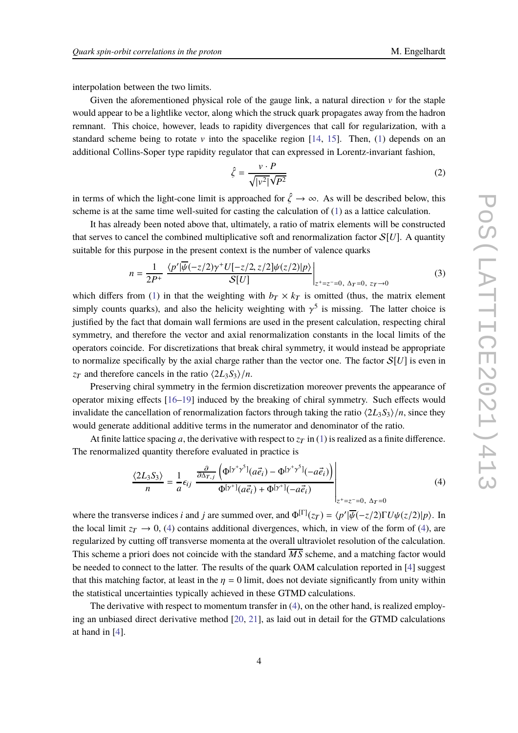interpolation between the two limits.

Given the aforementioned physical role of the gauge link, a natural direction $v$ for the staple would appear to be a lightlike vector, along which the struck quark propagates away from the hadron remnant. This choice, however, leads to rapidity divergences that call for regularization, with a standard scheme being to rotate $v$ into the spacelike region [14, 15]. Then, (1) depends on an additional Collins-Soper type rapidity regulator that can expressed in Lorentz-invariant fashion,

$$\hat{\zeta} = \frac{v \cdot P}{\sqrt{|v^2|}\sqrt{P^2}} \tag{2}$$

in terms of which the light-cone limit is approached for $\hat{\zeta} \to \infty$. As will be described below, this scheme is at the same time well-suited for casting the calculation of (1) as a lattice calculation.

It has already been noted above that, ultimately, a ratio of matrix elements will be constructed that serves to cancel the combined multiplicative soft and renormalization factor $\mathcal{S}[U]$. A quantity suitable for this purpose in the present context is the number of valence quarks

$$n = \frac{1}{2P^+} \left. \frac{\langle p' | \overline{\psi}(-z/2)\gamma^+ U[-z/2, z/2] \psi(z/2) | p \rangle}{\mathcal{S}[U]} \right|_{z^+=z^-=0,\ \Delta_T=0,\ z_T \to 0} \tag{3}$$

which differs from (1) in that the weighting with $b_T \times k_T$ is omitted (thus, the matrix element simply counts quarks), and also the helicity weighting with $\gamma^5$ is missing. The latter choice is justified by the fact that domain wall fermions are used in the present calculation, respecting chiral symmetry, and therefore the vector and axial renormalization constants in the local limits of the operators coincide. For discretizations that break chiral symmetry, it would instead be appropriate to normalize specifically by the axial charge rather than the vector one. The factor $\mathcal{S}[U]$ is even in $z_T$ and therefore cancels in the ratio $\langle 2L_3S_3 \rangle / n$.

Preserving chiral symmetry in the fermion discretization moreover prevents the appearance of operator mixing effects [16–19] induced by the breaking of chiral symmetry. Such effects would invalidate the cancellation of renormalization factors through taking the ratio $\langle 2L_3S_3 \rangle / n$, since they would generate additional additive terms in the numerator and denominator of the ratio.

At finite lattice spacing $a$, the derivative with respect to $z_T$ in (1) is realized as a finite difference. The renormalized quantity therefore evaluated in practice is

$$\frac{\langle 2L_3S_3 \rangle}{n} = \frac{1}{a}\epsilon_{ij} \left. \frac{\frac{\partial}{\partial \Delta_{T,j}} \left( \Phi^{[\gamma^+\gamma^5]}(a\vec{e}_i) - \Phi^{[\gamma^+\gamma^5]}(-a\vec{e}_i) \right)}{\Phi^{[\gamma^+]}(a\vec{e}_i) + \Phi^{[\gamma^+]}(-a\vec{e}_i)} \right|_{z^+=z^-=0,\ \Delta_T=0} \tag{4}$$

where the transverse indices $i$ and $j$ are summed over, and $\Phi^{[\Gamma]}(z_T) = \langle p' | \overline{\psi}(-z/2)\Gamma U \psi(z/2) | p \rangle$. In the local limit $z_T \to 0$, (4) contains additional divergences, which, in view of the form of (4), are regularized by cutting off transverse momenta at the overall ultraviolet resolution of the calculation. This scheme a priori does not coincide with the standard $\overline{MS}$ scheme, and a matching factor would be needed to connect to the latter. The results of the quark OAM calculation reported in [4] suggest that this matching factor, at least in the $\eta = 0$ limit, does not deviate significantly from unity within the statistical uncertainties typically achieved in these GTMD calculations.

The derivative with respect to momentum transfer in (4), on the other hand, is realized employing an unbiased direct derivative method [20, 21], as laid out in detail for the GTMD calculations at hand in [4].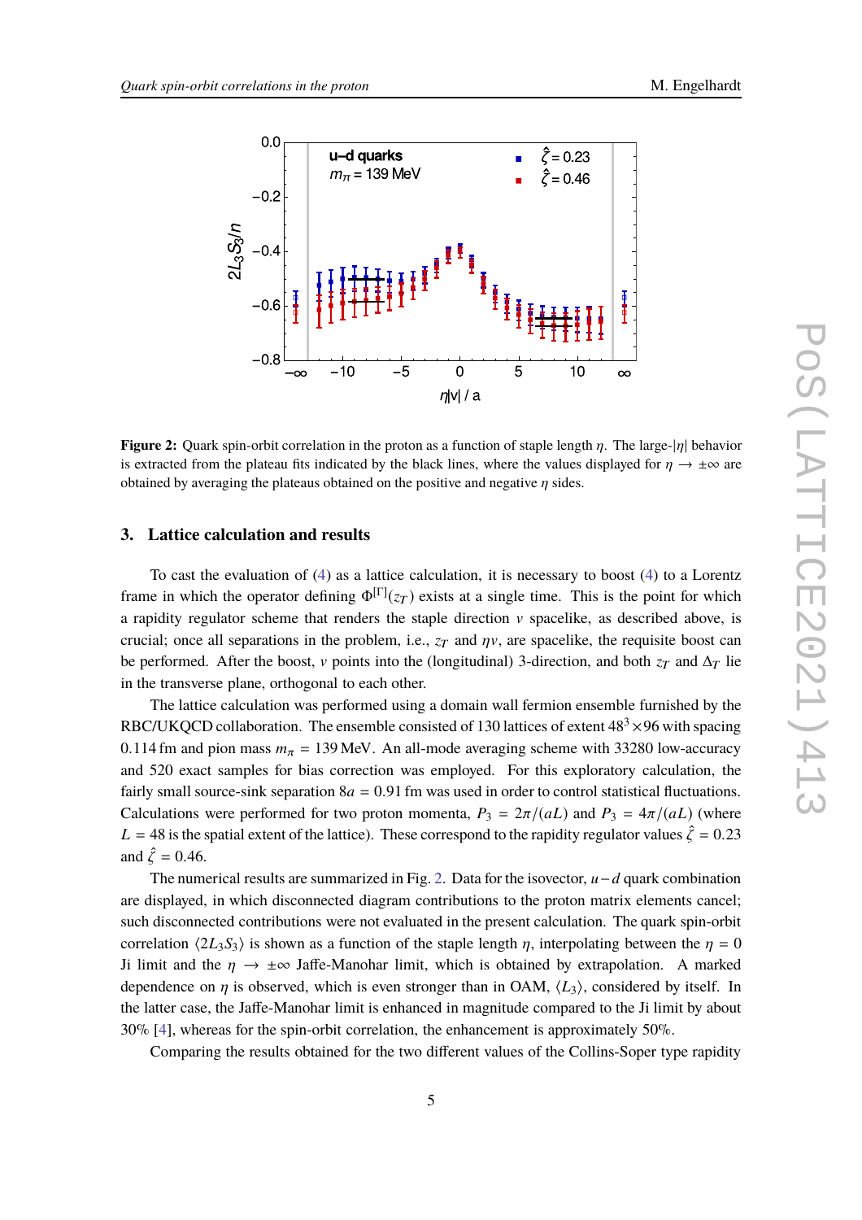**Figure 2:** Quark spin-orbit correlation in the proton as a function of staple length $\eta$. The large-$|\eta|$ behavior is extracted from the plateau fits indicated by the black lines, where the values displayed for $\eta \to \pm\infty$ are obtained by averaging the plateaus obtained on the positive and negative $\eta$ sides.

## 3. Lattice calculation and results

To cast the evaluation of (4) as a lattice calculation, it is necessary to boost (4) to a Lorentz frame in which the operator defining $\Phi^{[\Gamma]}(z_T)$ exists at a single time. This is the point for which a rapidity regulator scheme that renders the staple direction $v$ spacelike, as described above, is crucial; once all separations in the problem, i.e., $z_T$ and $\eta v$, are spacelike, the requisite boost can be performed. After the boost, $v$ points into the (longitudinal) 3-direction, and both $z_T$ and $\Delta_T$ lie in the transverse plane, orthogonal to each other.

The lattice calculation was performed using a domain wall fermion ensemble furnished by the RBC/UKQCD collaboration. The ensemble consisted of 130 lattices of extent $48^3 \times 96$ with spacing 0.114 fm and pion mass $m_\pi = 139$ MeV. An all-mode averaging scheme with 33280 low-accuracy and 520 exact samples for bias correction was employed. For this exploratory calculation, the fairly small source-sink separation $8a = 0.91$ fm was used in order to control statistical fluctuations. Calculations were performed for two proton momenta, $P_3 = 2\pi/(aL)$ and $P_3 = 4\pi/(aL)$ (where $L = 48$ is the spatial extent of the lattice). These correspond to the rapidity regulator values $\hat{\zeta} = 0.23$ and $\hat{\zeta} = 0.46$.

The numerical results are summarized in Fig. 2. Data for the isovector, $u-d$ quark combination are displayed, in which disconnected diagram contributions to the proton matrix elements cancel; such disconnected contributions were not evaluated in the present calculation. The quark spin-orbit correlation $\langle 2L_3S_3 \rangle$ is shown as a function of the staple length $\eta$, interpolating between the $\eta = 0$ Ji limit and the $\eta \to \pm\infty$ Jaffe-Manohar limit, which is obtained by extrapolation. A marked dependence on $\eta$ is observed, which is even stronger than in OAM, $\langle L_3 \rangle$, considered by itself. In the latter case, the Jaffe-Manohar limit is enhanced in magnitude compared to the Ji limit by about 30% [4], whereas for the spin-orbit correlation, the enhancement is approximately 50%.

Comparing the results obtained for the two different values of the Collins-Soper type rapidity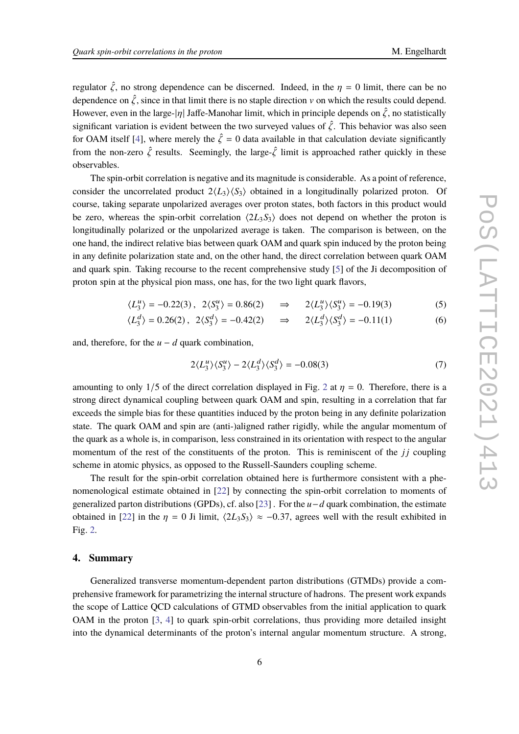regulator $\hat{\zeta}$, no strong dependence can be discerned. Indeed, in the $\eta = 0$ limit, there can be no dependence on $\hat{\zeta}$, since in that limit there is no staple direction $v$ on which the results could depend. However, even in the large-$|\eta|$ Jaffe-Manohar limit, which in principle depends on $\hat{\zeta}$, no statistically significant variation is evident between the two surveyed values of $\hat{\zeta}$. This behavior was also seen for OAM itself [4], where merely the $\hat{\zeta} = 0$ data available in that calculation deviate significantly from the non-zero $\hat{\zeta}$ results. Seemingly, the large-$\hat{\zeta}$ limit is approached rather quickly in these observables.

The spin-orbit correlation is negative and its magnitude is considerable. As a point of reference, consider the uncorrelated product $2\langle L_3 \rangle \langle S_3 \rangle$ obtained in a longitudinally polarized proton. Of course, taking separate unpolarized averages over proton states, both factors in this product would be zero, whereas the spin-orbit correlation $\langle 2L_3 S_3 \rangle$ does not depend on whether the proton is longitudinally polarized or the unpolarized average is taken. The comparison is between, on the one hand, the indirect relative bias between quark OAM and quark spin induced by the proton being in any definite polarization state and, on the other hand, the direct correlation between quark OAM and quark spin. Taking recourse to the recent comprehensive study [5] of the Ji decomposition of proton spin at the physical pion mass, one has, for the two light quark flavors,

$$\langle L_3^u \rangle = -0.22(3) \,, \;\; 2\langle S_3^u \rangle = 0.86(2) \quad \Rightarrow \quad 2\langle L_3^u \rangle \langle S_3^u \rangle = -0.19(3) \tag{5}$$

$$\langle L_3^d \rangle = 0.26(2) \,, \;\; 2\langle S_3^d \rangle = -0.42(2) \quad \Rightarrow \quad 2\langle L_3^d \rangle \langle S_3^d \rangle = -0.11(1) \tag{6}$$

and, therefore, for the $u - d$ quark combination,

$$2\langle L_3^u \rangle \langle S_3^u \rangle - 2\langle L_3^d \rangle \langle S_3^d \rangle = -0.08(3) \tag{7}$$

amounting to only 1/5 of the direct correlation displayed in Fig. 2 at $\eta = 0$. Therefore, there is a strong direct dynamical coupling between quark OAM and spin, resulting in a correlation that far exceeds the simple bias for these quantities induced by the proton being in any definite polarization state. The quark OAM and spin are (anti-)aligned rather rigidly, while the angular momentum of the quark as a whole is, in comparison, less constrained in its orientation with respect to the angular momentum of the rest of the constituents of the proton. This is reminiscent of the $jj$ coupling scheme in atomic physics, as opposed to the Russell-Saunders coupling scheme.

The result for the spin-orbit correlation obtained here is furthermore consistent with a phenomenological estimate obtained in [22] by connecting the spin-orbit correlation to moments of generalized parton distributions (GPDs), cf. also [23] . For the $u-d$ quark combination, the estimate obtained in [22] in the $\eta = 0$ Ji limit, $\langle 2L_3 S_3 \rangle \approx -0.37$, agrees well with the result exhibited in Fig. 2.

## 4. Summary

Generalized transverse momentum-dependent parton distributions (GTMDs) provide a comprehensive framework for parametrizing the internal structure of hadrons. The present work expands the scope of Lattice QCD calculations of GTMD observables from the initial application to quark OAM in the proton [3, 4] to quark spin-orbit correlations, thus providing more detailed insight into the dynamical determinants of the proton's internal angular momentum structure. A strong,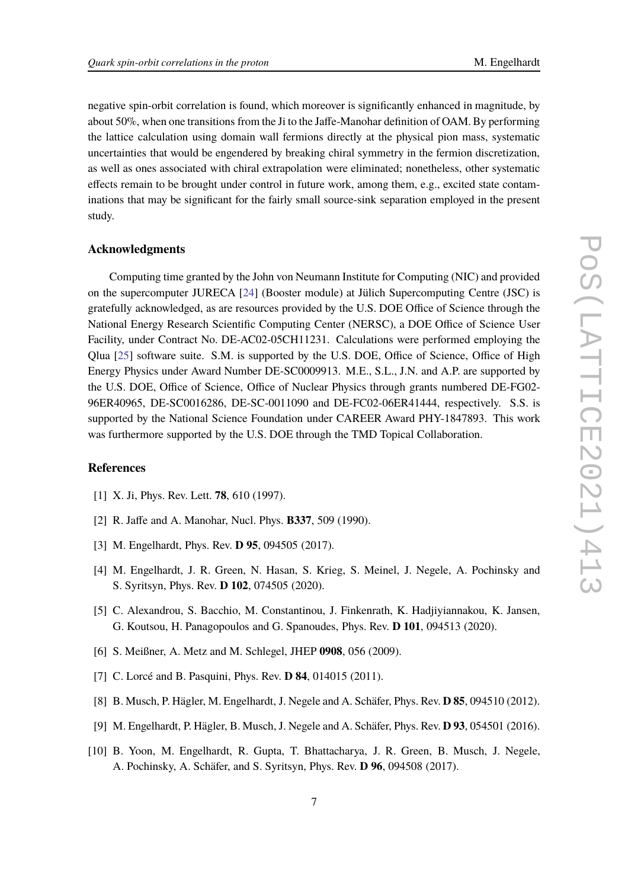negative spin-orbit correlation is found, which moreover is significantly enhanced in magnitude, by about 50%, when one transitions from the Ji to the Jaffe-Manohar definition of OAM. By performing the lattice calculation using domain wall fermions directly at the physical pion mass, systematic uncertainties that would be engendered by breaking chiral symmetry in the fermion discretization, as well as ones associated with chiral extrapolation were eliminated; nonetheless, other systematic effects remain to be brought under control in future work, among them, e.g., excited state contaminations that may be significant for the fairly small source-sink separation employed in the present study.

## Acknowledgments

Computing time granted by the John von Neumann Institute for Computing (NIC) and provided on the supercomputer JURECA [24] (Booster module) at Jülich Supercomputing Centre (JSC) is gratefully acknowledged, as are resources provided by the U.S. DOE Office of Science through the National Energy Research Scientific Computing Center (NERSC), a DOE Office of Science User Facility, under Contract No. DE-AC02-05CH11231. Calculations were performed employing the Qlua [25] software suite. S.M. is supported by the U.S. DOE, Office of Science, Office of High Energy Physics under Award Number DE-SC0009913. M.E., S.L., J.N. and A.P. are supported by the U.S. DOE, Office of Science, Office of Nuclear Physics through grants numbered DE-FG02-96ER40965, DE-SC0016286, DE-SC-0011090 and DE-FC02-06ER41444, respectively. S.S. is supported by the National Science Foundation under CAREER Award PHY-1847893. This work was furthermore supported by the U.S. DOE through the TMD Topical Collaboration.

## References

[1] X. Ji, Phys. Rev. Lett. **78**, 610 (1997).

[2] R. Jaffe and A. Manohar, Nucl. Phys. **B337**, 509 (1990).

[3] M. Engelhardt, Phys. Rev. **D 95**, 094505 (2017).

[4] M. Engelhardt, J. R. Green, N. Hasan, S. Krieg, S. Meinel, J. Negele, A. Pochinsky and S. Syritsyn, Phys. Rev. **D 102**, 074505 (2020).

[5] C. Alexandrou, S. Bacchio, M. Constantinou, J. Finkenrath, K. Hadjiyiannakou, K. Jansen, G. Koutsou, H. Panagopoulos and G. Spanoudes, Phys. Rev. **D 101**, 094513 (2020).

[6] S. Meißner, A. Metz and M. Schlegel, JHEP **0908**, 056 (2009).

[7] C. Lorcé and B. Pasquini, Phys. Rev. **D 84**, 014015 (2011).

[8] B. Musch, P. Hägler, M. Engelhardt, J. Negele and A. Schäfer, Phys. Rev. **D 85**, 094510 (2012).

[9] M. Engelhardt, P. Hägler, B. Musch, J. Negele and A. Schäfer, Phys. Rev. **D 93**, 054501 (2016).

[10] B. Yoon, M. Engelhardt, R. Gupta, T. Bhattacharya, J. R. Green, B. Musch, J. Negele, A. Pochinsky, A. Schäfer, and S. Syritsyn, Phys. Rev. **D 96**, 094508 (2017).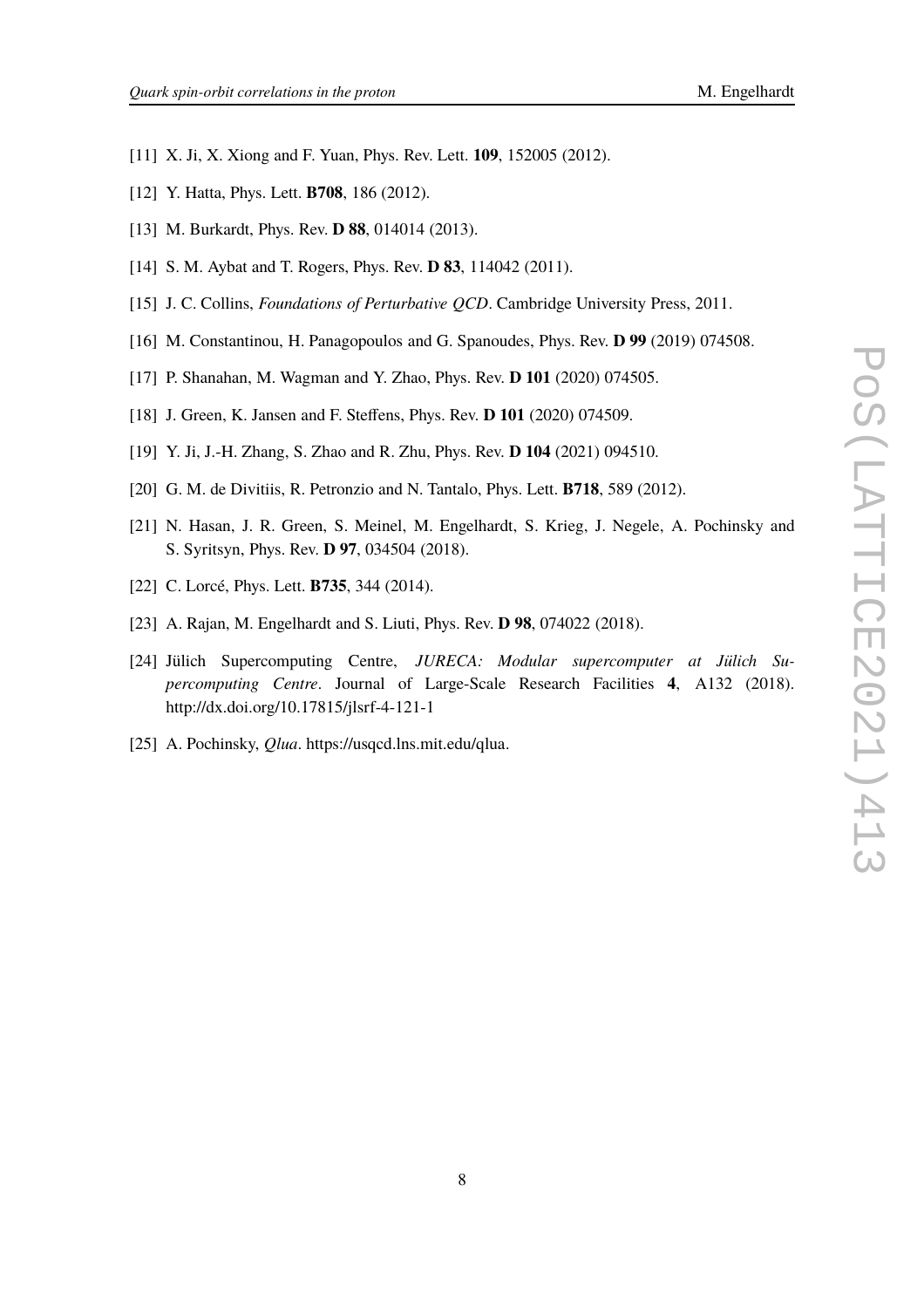[11] X. Ji, X. Xiong and F. Yuan, Phys. Rev. Lett. **109**, 152005 (2012).

[12] Y. Hatta, Phys. Lett. **B708**, 186 (2012).

[13] M. Burkardt, Phys. Rev. **D 88**, 014014 (2013).

[14] S. M. Aybat and T. Rogers, Phys. Rev. **D 83**, 114042 (2011).

[15] J. C. Collins, *Foundations of Perturbative QCD*. Cambridge University Press, 2011.

[16] M. Constantinou, H. Panagopoulos and G. Spanoudes, Phys. Rev. **D 99** (2019) 074508.

[17] P. Shanahan, M. Wagman and Y. Zhao, Phys. Rev. **D 101** (2020) 074505.

[18] J. Green, K. Jansen and F. Steffens, Phys. Rev. **D 101** (2020) 074509.

[19] Y. Ji, J.-H. Zhang, S. Zhao and R. Zhu, Phys. Rev. **D 104** (2021) 094510.

[20] G. M. de Divitiis, R. Petronzio and N. Tantalo, Phys. Lett. **B718**, 589 (2012).

[21] N. Hasan, J. R. Green, S. Meinel, M. Engelhardt, S. Krieg, J. Negele, A. Pochinsky and S. Syritsyn, Phys. Rev. **D 97**, 034504 (2018).

[22] C. Lorcé, Phys. Lett. **B735**, 344 (2014).

[23] A. Rajan, M. Engelhardt and S. Liuti, Phys. Rev. **D 98**, 074022 (2018).

[24] Jülich Supercomputing Centre, *JURECA: Modular supercomputer at Jülich Supercomputing Centre*. Journal of Large-Scale Research Facilities **4**, A132 (2018). http://dx.doi.org/10.17815/jlsrf-4-121-1

[25] A. Pochinsky, *Qlua*. https://usqcd.lns.mit.edu/qlua.